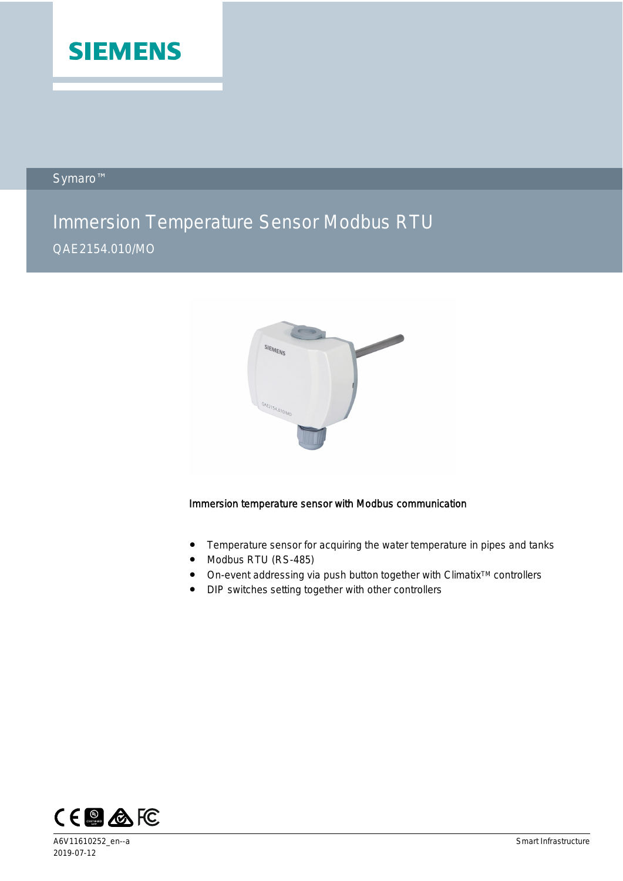SIEMENS

Symaro™

# Immersion Temperature Sensor Modbus RTU

QAE2154.010/MO

Immersion temperature sensor with Modbus communication

- Temperature sensor for acquiring the water temperature in pipes and tanks
- Modbus RTU (RS-485)
- On-event addressing via push button together with Climatix™ controllers
- DIP switches setting together with other controllers

A6V11610252_en--a
2019-07-12

Smart Infrastructure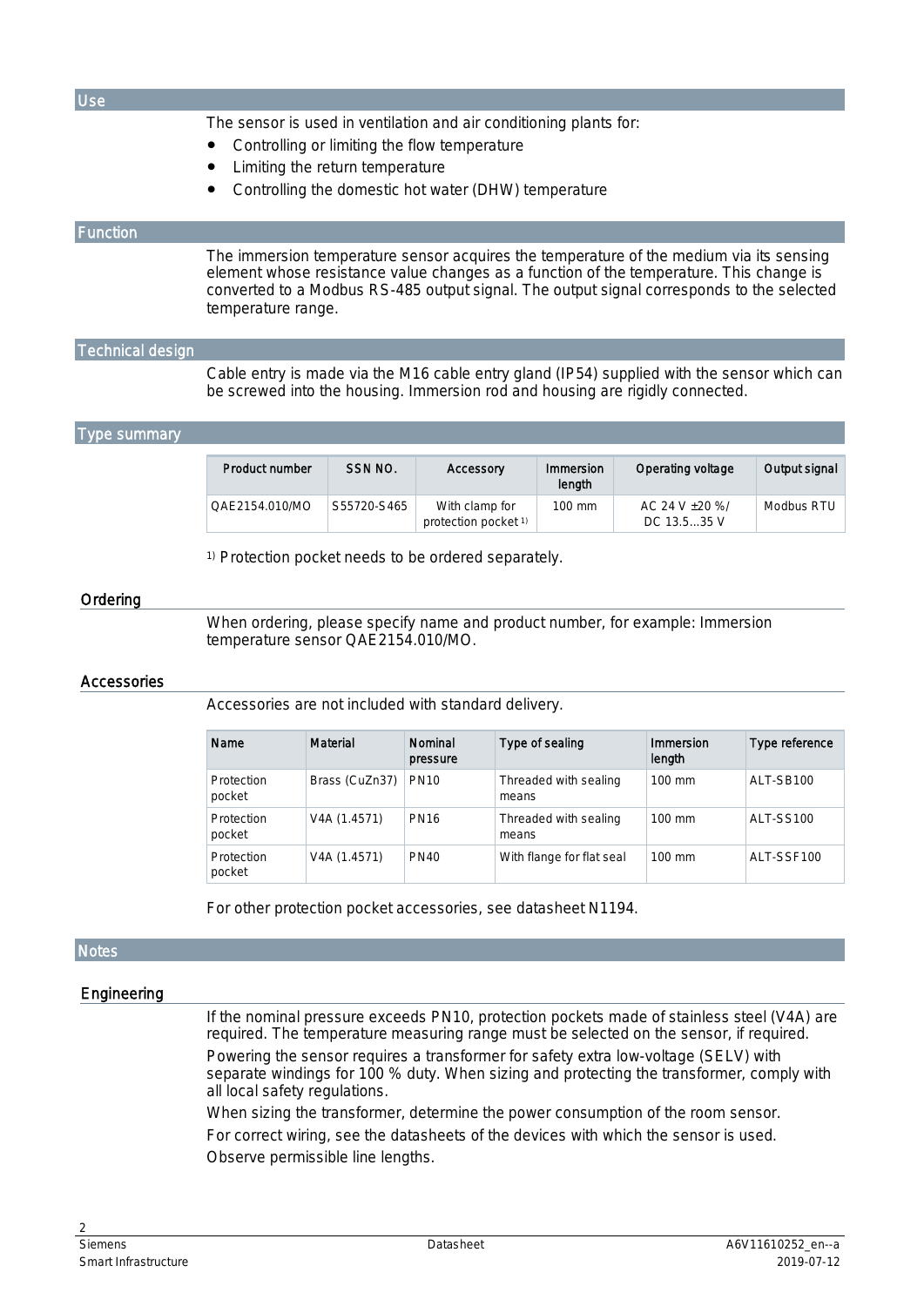## Use

The sensor is used in ventilation and air conditioning plants for:

- Controlling or limiting the flow temperature
- Limiting the return temperature
- Controlling the domestic hot water (DHW) temperature

## Function

The immersion temperature sensor acquires the temperature of the medium via its sensing element whose resistance value changes as a function of the temperature. This change is converted to a Modbus RS-485 output signal. The output signal corresponds to the selected temperature range.

## Technical design

Cable entry is made via the M16 cable entry gland (IP54) supplied with the sensor which can be screwed into the housing. Immersion rod and housing are rigidly connected.

## Type summary

| Product number | SSN NO. | Accessory | Immersion length | Operating voltage | Output signal |
|---|---|---|---|---|---|
| QAE2154.010/MO | S55720-S465 | With clamp for protection pocket [1] | 100 mm | AC 24 V ±20 %/ DC 13.5…35 V | Modbus RTU |

[1] Protection pocket needs to be ordered separately.

### Ordering

When ordering, please specify name and product number, for example: Immersion temperature sensor QAE2154.010/MO.

### Accessories

Accessories are not included with standard delivery.

| Name | Material | Nominal pressure | Type of sealing | Immersion length | Type reference |
|---|---|---|---|---|---|
| Protection pocket | Brass (CuZn37) | PN10 | Threaded with sealing means | 100 mm | ALT-SB100 |
| Protection pocket | V4A (1.4571) | PN16 | Threaded with sealing means | 100 mm | ALT-SS100 |
| Protection pocket | V4A (1.4571) | PN40 | With flange for flat seal | 100 mm | ALT-SSF100 |

For other protection pocket accessories, see datasheet N1194.

## Notes

### Engineering

If the nominal pressure exceeds PN10, protection pockets made of stainless steel (V4A) are required. The temperature measuring range must be selected on the sensor, if required.

Powering the sensor requires a transformer for safety extra low-voltage (SELV) with separate windings for 100 % duty. When sizing and protecting the transformer, comply with all local safety regulations.

When sizing the transformer, determine the power consumption of the room sensor.

For correct wiring, see the datasheets of the devices with which the sensor is used.

Observe permissible line lengths.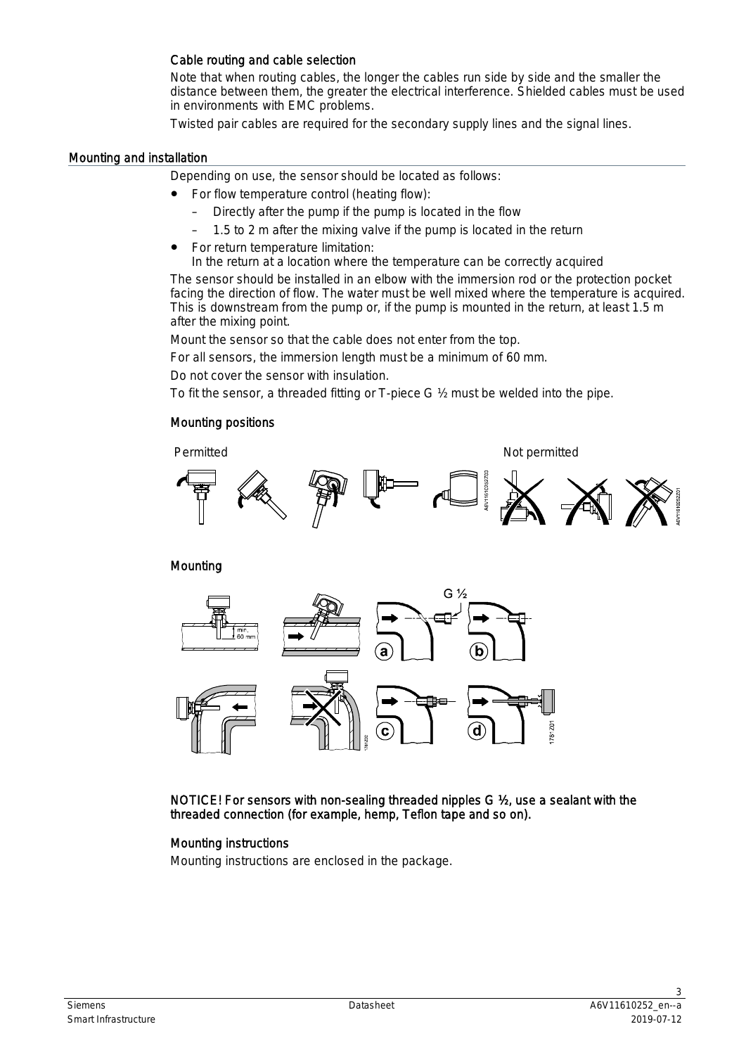### Cable routing and cable selection

Note that when routing cables, the longer the cables run side by side and the smaller the distance between them, the greater the electrical interference. Shielded cables must be used in environments with EMC problems.

Twisted pair cables are required for the secondary supply lines and the signal lines.

## Mounting and installation

Depending on use, the sensor should be located as follows:

- For flow temperature control (heating flow):
  - Directly after the pump if the pump is located in the flow
  - 1.5 to 2 m after the mixing valve if the pump is located in the return
- For return temperature limitation:
  In the return at a location where the temperature can be correctly acquired

The sensor should be installed in an elbow with the immersion rod or the protection pocket facing the direction of flow. The water must be well mixed where the temperature is acquired. This is downstream from the pump or, if the pump is mounted in the return, at least 1.5 m after the mixing point.

Mount the sensor so that the cable does not enter from the top.

For all sensors, the immersion length must be a minimum of 60 mm.

Do not cover the sensor with insulation.

To fit the sensor, a threaded fitting or T-piece G ½ must be welded into the pipe.

### Mounting positions

Permitted | Not permitted

### Mounting

**NOTICE! For sensors with non-sealing threaded nipples G ½, use a sealant with the threaded connection (for example, hemp, Teflon tape and so on).**

### Mounting instructions

Mounting instructions are enclosed in the package.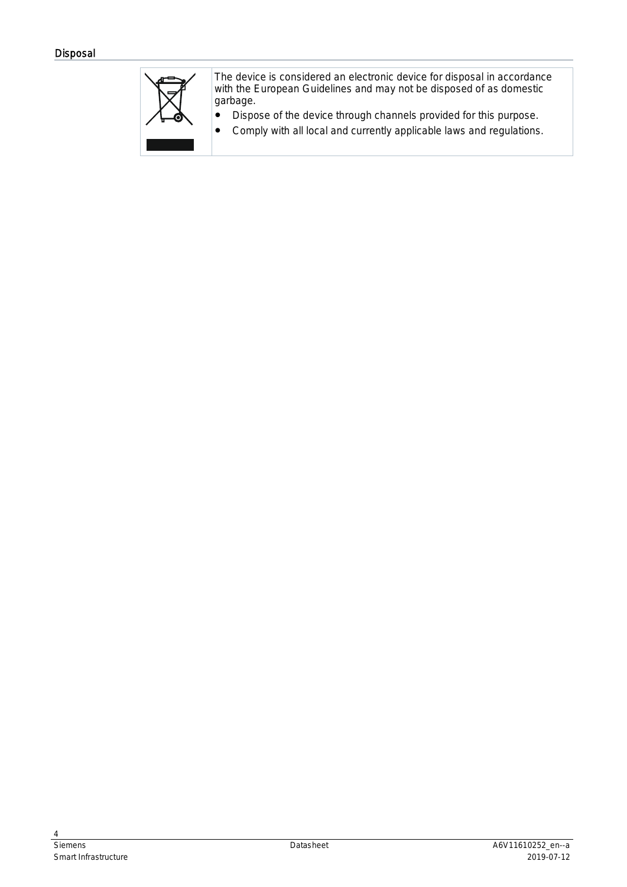## Disposal

The device is considered an electronic device for disposal in accordance with the European Guidelines and may not be disposed of as domestic garbage.

- Dispose of the device through channels provided for this purpose.
- Comply with all local and currently applicable laws and regulations.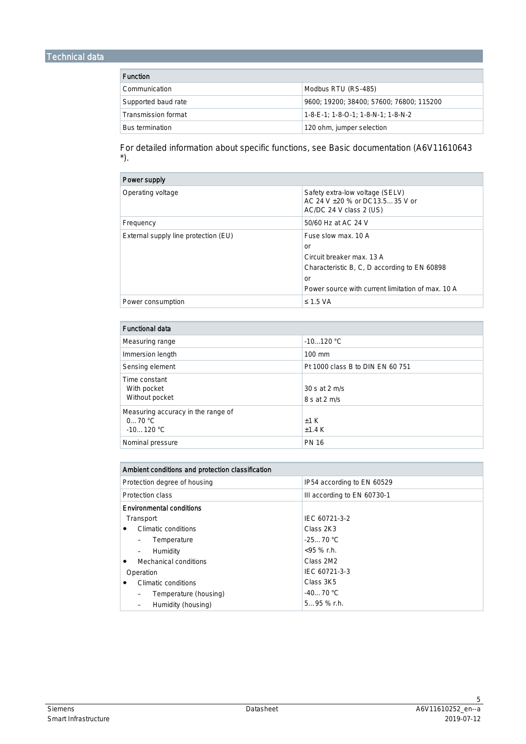# Technical data

| Function | |
|---|---|
| Communication | Modbus RTU (RS-485) |
| Supported baud rate | 9600; 19200; 38400; 57600; 76800; 115200 |
| Transmission format | 1-8-E-1; 1-8-O-1; 1-8-N-1; 1-8-N-2 |
| Bus termination | 120 ohm, jumper selection |

For detailed information about specific functions, see Basic documentation (A6V11610643 *).

| Power supply | |
|---|---|
| Operating voltage | Safety extra-low voltage (SELV)<br>AC 24 V ±20 % or DC13.5…35 V or<br>AC/DC 24 V class 2 (US) |
| Frequency | 50/60 Hz at AC 24 V |
| External supply line protection (EU) | Fuse slow max. 10 A<br>or<br>Circuit breaker max. 13 A<br>Characteristic B, C, D according to EN 60898<br>or<br>Power source with current limitation of max. 10 A |
| Power consumption | ≤ 1.5 VA |

| Functional data | |
|---|---|
| Measuring range | -10…120 °C |
| Immersion length | 100 mm |
| Sensing element | Pt 1000 class B to DIN EN 60 751 |
| Time constant<br>With pocket<br>Without pocket | <br>30 s at 2 m/s<br>8 s at 2 m/s |
| Measuring accuracy in the range of<br>0…70 °C<br>-10…120 °C | <br>±1 K<br>±1.4 K |
| Nominal pressure | PN 16 |

| Ambient conditions and protection classification | |
|---|---|
| Protection degree of housing | IP54 according to EN 60529 |
| Protection class | III according to EN 60730-1 |
| **Environmental conditions** | |
| Transport | IEC 60721-3-2 |
| • Climatic conditions | Class 2K3 |
| – Temperature | -25…70 °C |
| – Humidity | <95 % r.h. |
| • Mechanical conditions | Class 2M2 |
| Operation | IEC 60721-3-3 |
| • Climatic conditions | Class 3K5 |
| – Temperature (housing) | -40…70 °C |
| – Humidity (housing) | 5…95 % r.h. |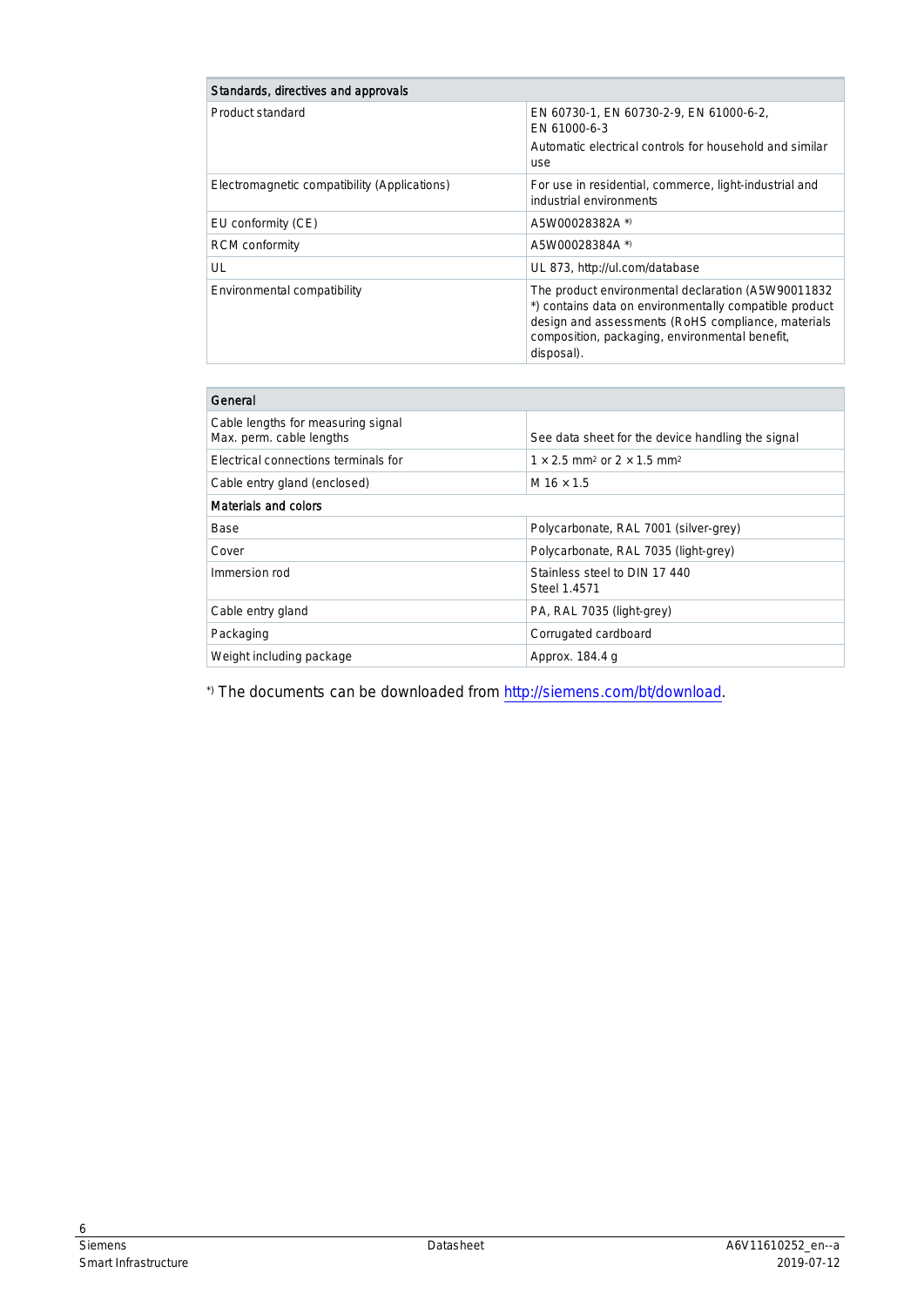| Standards, directives and approvals | |
|---|---|
| Product standard | EN 60730-1, EN 60730-2-9, EN 61000-6-2, EN 61000-6-3<br>Automatic electrical controls for household and similar use |
| Electromagnetic compatibility (Applications) | For use in residential, commerce, light-industrial and industrial environments |
| EU conformity (CE) | A5W00028382A *) |
| RCM conformity | A5W00028384A *) |
| UL | UL 873, http://ul.com/database |
| Environmental compatibility | The product environmental declaration (A5W90011832 *) contains data on environmentally compatible product design and assessments (RoHS compliance, materials composition, packaging, environmental benefit, disposal). |

| General | |
|---|---|
| Cable lengths for measuring signal<br>Max. perm. cable lengths | See data sheet for the device handling the signal |
| Electrical connections terminals for | 1 × 2.5 mm² or 2 × 1.5 mm² |
| Cable entry gland (enclosed) | M 16 × 1.5 |
| **Materials and colors** | |
| Base | Polycarbonate, RAL 7001 (silver-grey) |
| Cover | Polycarbonate, RAL 7035 (light-grey) |
| Immersion rod | Stainless steel to DIN 17 440<br>Steel 1.4571 |
| Cable entry gland | PA, RAL 7035 (light-grey) |
| Packaging | Corrugated cardboard |
| Weight including package | Approx. 184.4 g |

*) The documents can be downloaded from http://siemens.com/bt/download.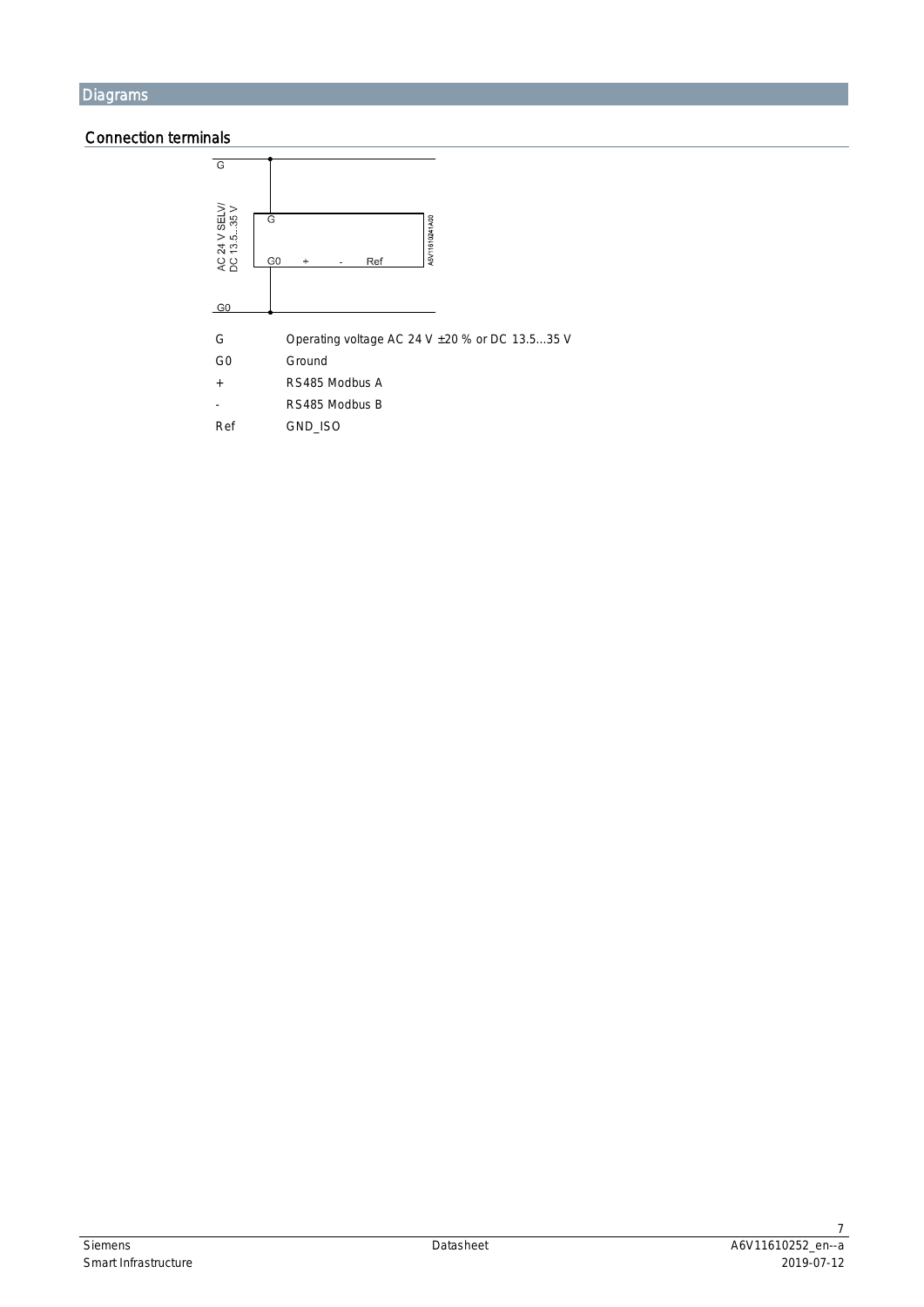# Diagrams

## Connection terminals

| | |
|---|---|
| G | Operating voltage AC 24 V ±20 % or DC 13.5...35 V |
| G0 | Ground |
| + | RS485 Modbus A |
| - | RS485 Modbus B |
| Ref | GND_ISO |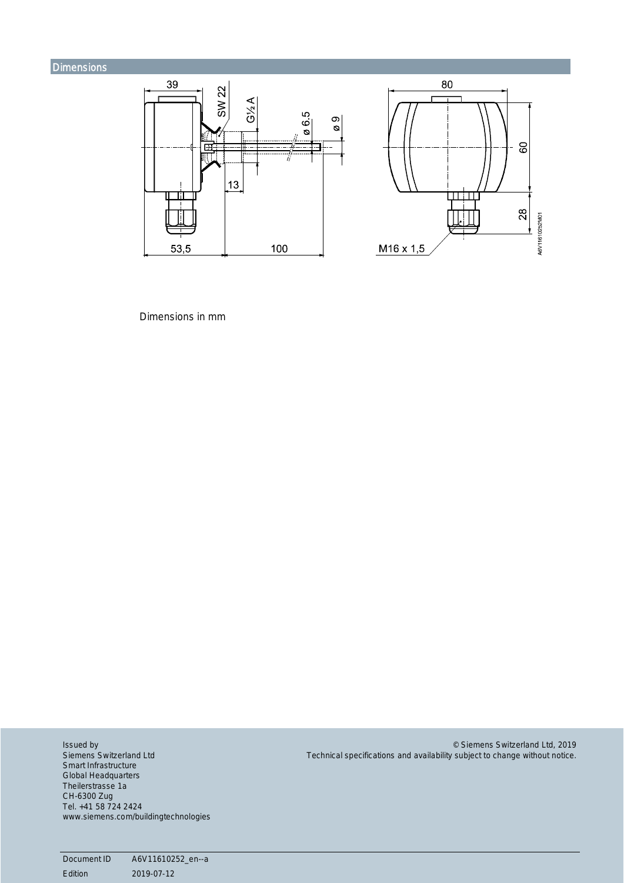## Dimensions

39

SW 22

G½ A

ø 6.5

ø 9

13

53,5

100

80

60

28

M16 x 1,5

A6V11610252M01

Dimensions in mm

Issued by
Siemens Switzerland Ltd
Smart Infrastructure
Global Headquarters
Theilerstrasse 1a
CH-6300 Zug
Tel. +41 58 724 2424
www.siemens.com/buildingtechnologies

© Siemens Switzerland Ltd, 2019
Technical specifications and availability subject to change without notice.

| | |
|---|---|
| Document ID | A6V11610252_en--a |
| Edition | 2019-07-12 |